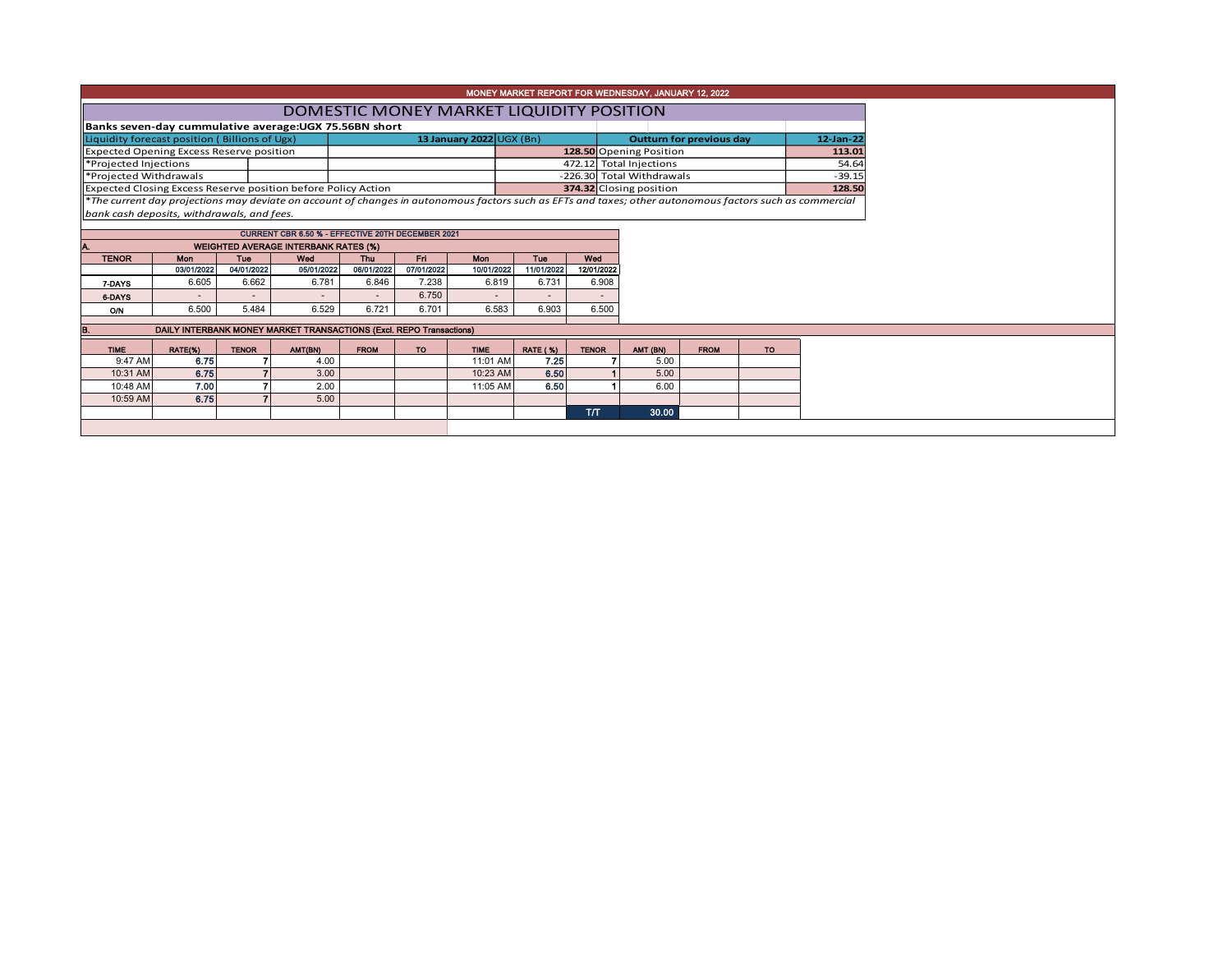# MONEY MARKET REPORT FOR WEDNESDAY, JANUARY 12, 2022

## DOMESTIC MONEY MARKET LIQUIDITY POSITION

**Banks seven-day cummulative average:UGX 75.56BN short**

| Liquidity forecast position ( Billions of Ugx) | 13 January 2022 UGX (Bn) | Outturn for previous day | 12-Jan-22 |
|---|---|---|---|
| Expected Opening Excess Reserve position | 128.50 | Opening Position | 113.01 |
| *Projected Injections | 472.12 | Total Injections | 54.64 |
| *Projected Withdrawals | -226.30 | Total Withdrawals | -39.15 |
| Expected Closing Excess Reserve position before Policy Action | 374.32 | Closing position | 128.50 |

*\*The current day projections may deviate on account of changes in autonomous factors such as EFTs and taxes; other autonomous factors such as commercial bank cash deposits, withdrawals, and fees.*

**CURRENT CBR 6.50 % - EFFECTIVE 20TH DECEMBER 2021**

### A. WEIGHTED AVERAGE INTERBANK RATES (%)

| TENOR | Mon 03/01/2022 | Tue 04/01/2022 | Wed 05/01/2022 | Thu 06/01/2022 | Fri 07/01/2022 | Mon 10/01/2022 | Tue 11/01/2022 | Wed 12/01/2022 |
|---|---|---|---|---|---|---|---|---|
| 7-DAYS | 6.605 | 6.662 | 6.781 | 6.846 | 7.238 | 6.819 | 6.731 | 6.908 |
| 6-DAYS | - | - | - | - | 6.750 | - | - | - |
| O/N | 6.500 | 5.484 | 6.529 | 6.721 | 6.701 | 6.583 | 6.903 | 6.500 |

### B. DAILY INTERBANK MONEY MARKET TRANSACTIONS (Excl. REPO Transactions)

| TIME | RATE(%) | TENOR | AMT(BN) | FROM | TO | TIME | RATE (%) | TENOR | AMT (BN) | FROM | TO |
|---|---|---|---|---|---|---|---|---|---|---|---|
| 9:47 AM | 6.75 | 7 | 4.00 | | | 11:01 AM | 7.25 | 7 | 5.00 | | |
| 10:31 AM | 6.75 | 7 | 3.00 | | | 10:23 AM | 6.50 | 1 | 5.00 | | |
| 10:48 AM | 7.00 | 7 | 2.00 | | | 11:05 AM | 6.50 | 1 | 6.00 | | |
| 10:59 AM | 6.75 | 7 | 5.00 | | | | | | | | |
| | | | | | | | | T/T | 30.00 | | |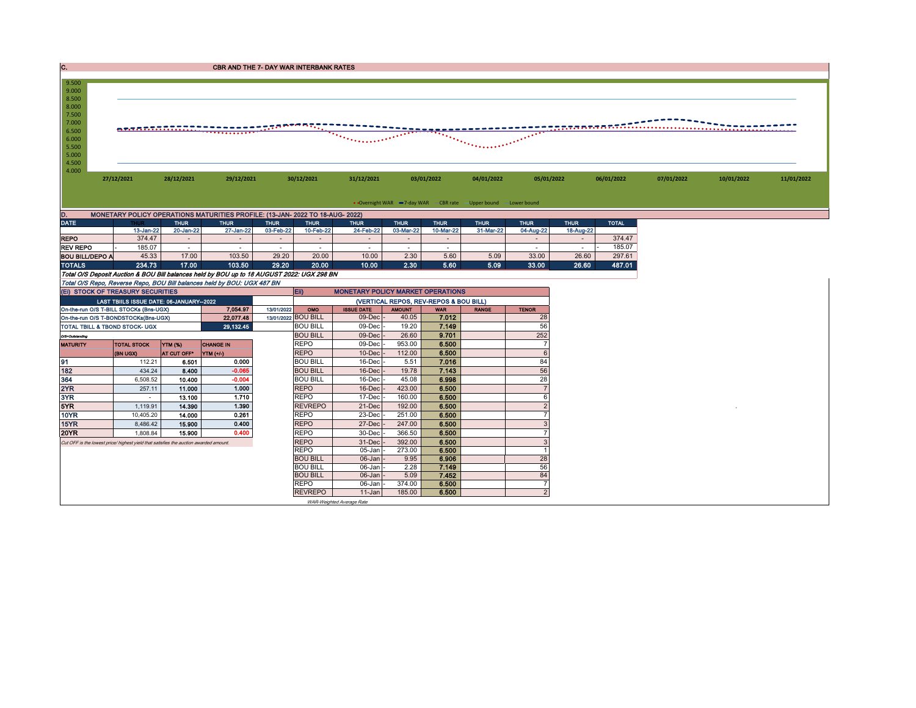## C. CBR AND THE 7- DAY WAR INTERBANK RATES

9.500
9.000
8.500
8.000
7.500
7.000
6.500
6.000
5.500
5.000
4.500
4.000

27/12/2021 28/12/2021 29/12/2021 30/12/2021 31/12/2021 03/01/2022 04/01/2022 05/01/2022 06/01/2022 07/01/2022 10/01/2022 11/01/2022

Overnight WAR — 7-day WAR — CBR rate — Upper bound — Lower bound

## D. MONETARY POLICY OPERATIONS MATURITIES PROFILE: (13-JAN- 2022 TO 18-AUG- 2022)

| DATE | THUR | THUR | THUR | THUR | THUR | THUR | THUR | THUR | THUR | THUR | THUR | TOTAL |
|---|---|---|---|---|---|---|---|---|---|---|---|---|
| | 13-Jan-22 | 20-Jan-22 | 27-Jan-22 | 03-Feb-22 | 10-Feb-22 | 24-Feb-22 | 03-Mar-22 | 10-Mar-22 | 31-Mar-22 | 04-Aug-22 | 18-Aug-22 | |
| REPO | 374.47 | - | - | - | - | - | - | - | | - | - | 374.47 |
| REV REPO | 185.07 | - | - | - | - | - | - | - | | - | - | 185.07 |
| BOU BILL/DEPO A | 45.33 | 17.00 | 103.50 | 29.20 | 20.00 | 10.00 | 2.30 | 5.60 | 5.09 | 33.00 | 26.60 | 297.61 |
| TOTALS | 234.73 | 17.00 | 103.50 | 29.20 | 20.00 | 10.00 | 2.30 | 5.60 | 5.09 | 33.00 | 26.60 | 487.01 |

*Total O/S Deposit Auction & BOU Bill balances held by BOU up to 18 AUGUST 2022: UGX 298 BN*

*Total O/S Repo, Reverse Repo, BOU Bill balances held by BOU: UGX 487 BN*

## (Ei) STOCK OF TREASURY SECURITIES

| LAST TBIILS ISSUE DATE: 06-JANUARY--2022 | | | |
|---|---|---|---|
| On-the-run O/S T-BILL STOCKs (Bns-UGX) | | 7,054.97 | 13/01/2022 |
| On-the-run O/S T-BONDSTOCKs(Bns-UGX) | | 22,077.48 | 13/01/2022 |
| TOTAL TBILL & TBOND STOCK- UGX | | 29,132.45 | |

*O/S=Outstanding*

| MATURITY | TOTAL STOCK (BN UGX) | YTM (%) AT CUT OFF* | CHANGE IN YTM (+/-) |
|---|---|---|---|
| 91 | 112.21 | 6.501 | 0.000 |
| 182 | 434.24 | 8.400 | -0.065 |
| 364 | 6,508.52 | 10.400 | -0.004 |
| 2YR | 257.11 | 11.000 | 1.000 |
| 3YR | - | 13.100 | 1.710 |
| 5YR | 1,119.91 | 14.390 | 1.390 |
| 10YR | 10,405.20 | 14.000 | 0.261 |
| 15YR | 8,486.42 | 15.900 | 0.400 |
| 20YR | 1,808.84 | 15.900 | 0.400 |

*Cut OFF is the lowest price/ highest yield that satisfies the auction awarded amount.*

## Eii) MONETARY POLICY MARKET OPERATIONS

(VERTICAL REPOS, REV-REPOS & BOU BILL)

| OMO | ISSUE DATE | AMOUNT | WAR | RANGE | TENOR |
|---|---|---|---|---|---|
| BOU BILL | 09-Dec | 40.05 | 7.012 | | 28 |
| BOU BILL | 09-Dec | 19.20 | 7.149 | | 56 |
| BOU BILL | 09-Dec | 26.60 | 9.701 | | 252 |
| REPO | 09-Dec | 953.00 | 6.500 | | 7 |
| REPO | 10-Dec | 112.00 | 6.500 | | 6 |
| BOU BILL | 16-Dec | 5.51 | 7.016 | | 84 |
| BOU BILL | 16-Dec | 19.78 | 7.143 | | 56 |
| BOU BILL | 16-Dec | 45.08 | 6.998 | | 28 |
| REPO | 16-Dec | 423.00 | 6.500 | | 7 |
| REPO | 17-Dec | 160.00 | 6.500 | | 6 |
| REVREPO | 21-Dec | 192.00 | 6.500 | | 2 |
| REPO | 23-Dec | 251.00 | 6.500 | | 7 |
| REPO | 27-Dec | 247.00 | 6.500 | | 3 |
| REPO | 30-Dec | 366.50 | 6.500 | | 7 |
| REPO | 31-Dec | 392.00 | 6.500 | | 3 |
| REPO | 05-Jan | 273.00 | 6.500 | | 1 |
| BOU BILL | 06-Jan | 9.95 | 6.906 | | 28 |
| BOU BILL | 06-Jan | 2.28 | 7.149 | | 56 |
| BOU BILL | 06-Jan | 5.09 | 7.452 | | 84 |
| REPO | 06-Jan | 374.00 | 6.500 | | 7 |
| REVREPO | 11-Jan | 185.00 | 6.500 | | 2 |

*WAR-Weighted Average Rate*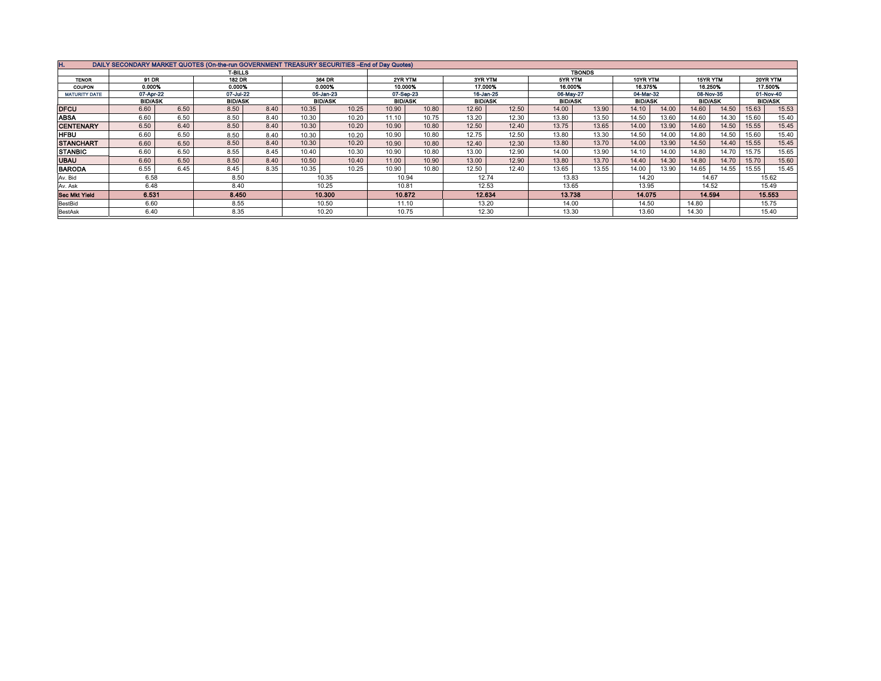## H. DAILY SECONDARY MARKET QUOTES (On-the-run GOVERNMENT TREASURY SECURITIES –End of Day Quotes)

| | T-BILLS | | | | | | TBONDS | | | | | | | | | | | |
|---|---|---|---|---|---|---|---|---|---|---|---|---|---|---|---|---|---|---|
| **TENOR** | **91 DR** | | **182 DR** | | **364 DR** | | **2YR YTM** | | **3YR YTM** | | **5YR YTM** | | **10YR YTM** | | **15YR YTM** | | **20YR YTM** | |
| **COUPON** | **0.000%** | | **0.000%** | | **0.000%** | | **10.000%** | | **17.000%** | | **16.000%** | | **16.375%** | | **16.250%** | | **17.500%** | |
| **MATURITY DATE** | **07-Apr-22** | | **07-Jul-22** | | **05-Jan-23** | | **07-Sep-23** | | **16-Jan-25** | | **06-May-27** | | **04-Mar-32** | | **08-Nov-35** | | **01-Nov-40** | |
| | **BID/ASK** | | **BID/ASK** | | **BID/ASK** | | **BID/ASK** | | **BID/ASK** | | **BID/ASK** | | **BID/ASK** | | **BID/ASK** | | **BID/ASK** | |
| **DFCU** | 6.60 | 6.50 | 8.50 | 8.40 | 10.35 | 10.25 | 10.90 | 10.80 | 12.60 | 12.50 | 14.00 | 13.90 | 14.10 | 14.00 | 14.60 | 14.50 | 15.63 | 15.53 |
| **ABSA** | 6.60 | 6.50 | 8.50 | 8.40 | 10.30 | 10.20 | 11.10 | 10.75 | 13.20 | 12.30 | 13.80 | 13.50 | 14.50 | 13.60 | 14.60 | 14.30 | 15.60 | 15.40 |
| **CENTENARY** | 6.50 | 6.40 | 8.50 | 8.40 | 10.30 | 10.20 | 10.90 | 10.80 | 12.50 | 12.40 | 13.75 | 13.65 | 14.00 | 13.90 | 14.60 | 14.50 | 15.55 | 15.45 |
| **HFBU** | 6.60 | 6.50 | 8.50 | 8.40 | 10.30 | 10.20 | 10.90 | 10.80 | 12.75 | 12.50 | 13.80 | 13.30 | 14.50 | 14.00 | 14.80 | 14.50 | 15.60 | 15.40 |
| **STANCHART** | 6.60 | 6.50 | 8.50 | 8.40 | 10.30 | 10.20 | 10.90 | 10.80 | 12.40 | 12.30 | 13.80 | 13.70 | 14.00 | 13.90 | 14.50 | 14.40 | 15.55 | 15.45 |
| **STANBIC** | 6.60 | 6.50 | 8.55 | 8.45 | 10.40 | 10.30 | 10.90 | 10.80 | 13.00 | 12.90 | 14.00 | 13.90 | 14.10 | 14.00 | 14.80 | 14.70 | 15.75 | 15.65 |
| **UBAU** | 6.60 | 6.50 | 8.50 | 8.40 | 10.50 | 10.40 | 11.00 | 10.90 | 13.00 | 12.90 | 13.80 | 13.70 | 14.40 | 14.30 | 14.80 | 14.70 | 15.70 | 15.60 |
| **BARODA** | 6.55 | 6.45 | 8.45 | 8.35 | 10.35 | 10.25 | 10.90 | 10.80 | 12.50 | 12.40 | 13.65 | 13.55 | 14.00 | 13.90 | 14.65 | 14.55 | 15.55 | 15.45 |
| Av. Bid | 6.58 | | 8.50 | | 10.35 | | 10.94 | | 12.74 | | 13.83 | | 14.20 | | 14.67 | | 15.62 | |
| Av. Ask | 6.48 | | 8.40 | | 10.25 | | 10.81 | | 12.53 | | 13.65 | | 13.95 | | 14.52 | | 15.49 | |
| **Sec Mkt Yield** | **6.531** | | **8.450** | | **10.300** | | **10.872** | | **12.634** | | **13.738** | | **14.075** | | **14.594** | | **15.553** | |
| BestBid | 6.60 | | 8.55 | | 10.50 | | 11.10 | | 13.20 | | 14.00 | | 14.50 | | 14.80 | | 15.75 | |
| BestAsk | 6.40 | | 8.35 | | 10.20 | | 10.75 | | 12.30 | | 13.30 | | 13.60 | | 14.30 | | 15.40 | |